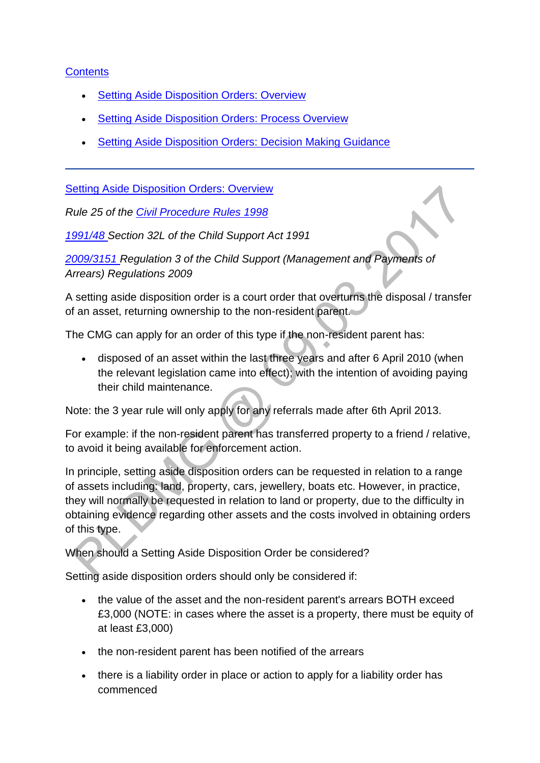[Contents](#)

- [Setting Aside Disposition Orders: Overview](#)
- [Setting Aside Disposition Orders: Process Overview](#)
- [Setting Aside Disposition Orders: Decision Making Guidance](#)

---

## [Setting Aside Disposition Orders: Overview](#)

*Rule 25 of the [Civil Procedure Rules 1998](#)*

*[1991/48](#) Section 32L of the Child Support Act 1991*

*[2009/3151](#) Regulation 3 of the Child Support (Management and Payments of Arrears) Regulations 2009*

A setting aside disposition order is a court order that overturns the disposal / transfer of an asset, returning ownership to the non-resident parent.

The CMG can apply for an order of this type if the non-resident parent has:

- disposed of an asset within the last three years and after 6 April 2010 (when the relevant legislation came into effect); with the intention of avoiding paying their child maintenance.

Note: the 3 year rule will only apply for any referrals made after 6th April 2013.

For example: if the non-resident parent has transferred property to a friend / relative, to avoid it being available for enforcement action.

In principle, setting aside disposition orders can be requested in relation to a range of assets including: land, property, cars, jewellery, boats etc. However, in practice, they will normally be requested in relation to land or property, due to the difficulty in obtaining evidence regarding other assets and the costs involved in obtaining orders of this type.

When should a Setting Aside Disposition Order be considered?

Setting aside disposition orders should only be considered if:

- the value of the asset and the non-resident parent's arrears BOTH exceed £3,000 (NOTE: in cases where the asset is a property, there must be equity of at least £3,000)
- the non-resident parent has been notified of the arrears
- there is a liability order in place or action to apply for a liability order has commenced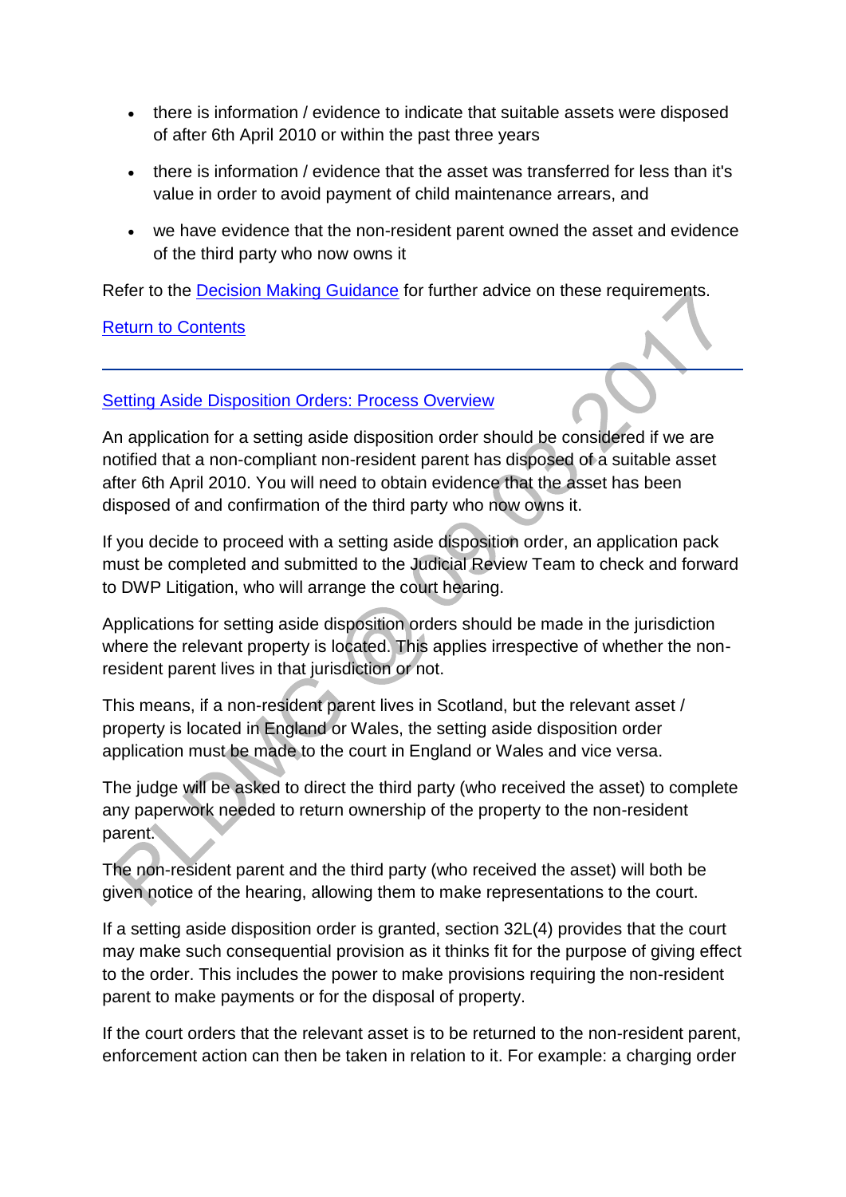- there is information / evidence to indicate that suitable assets were disposed of after 6th April 2010 or within the past three years
- there is information / evidence that the asset was transferred for less than it's value in order to avoid payment of child maintenance arrears, and
- we have evidence that the non-resident parent owned the asset and evidence of the third party who now owns it

Refer to the Decision Making Guidance for further advice on these requirements.

Return to Contents

---

## Setting Aside Disposition Orders: Process Overview

An application for a setting aside disposition order should be considered if we are notified that a non-compliant non-resident parent has disposed of a suitable asset after 6th April 2010. You will need to obtain evidence that the asset has been disposed of and confirmation of the third party who now owns it.

If you decide to proceed with a setting aside disposition order, an application pack must be completed and submitted to the Judicial Review Team to check and forward to DWP Litigation, who will arrange the court hearing.

Applications for setting aside disposition orders should be made in the jurisdiction where the relevant property is located. This applies irrespective of whether the non-resident parent lives in that jurisdiction or not.

This means, if a non-resident parent lives in Scotland, but the relevant asset / property is located in England or Wales, the setting aside disposition order application must be made to the court in England or Wales and vice versa.

The judge will be asked to direct the third party (who received the asset) to complete any paperwork needed to return ownership of the property to the non-resident parent.

The non-resident parent and the third party (who received the asset) will both be given notice of the hearing, allowing them to make representations to the court.

If a setting aside disposition order is granted, section 32L(4) provides that the court may make such consequential provision as it thinks fit for the purpose of giving effect to the order. This includes the power to make provisions requiring the non-resident parent to make payments or for the disposal of property.

If the court orders that the relevant asset is to be returned to the non-resident parent, enforcement action can then be taken in relation to it. For example: a charging order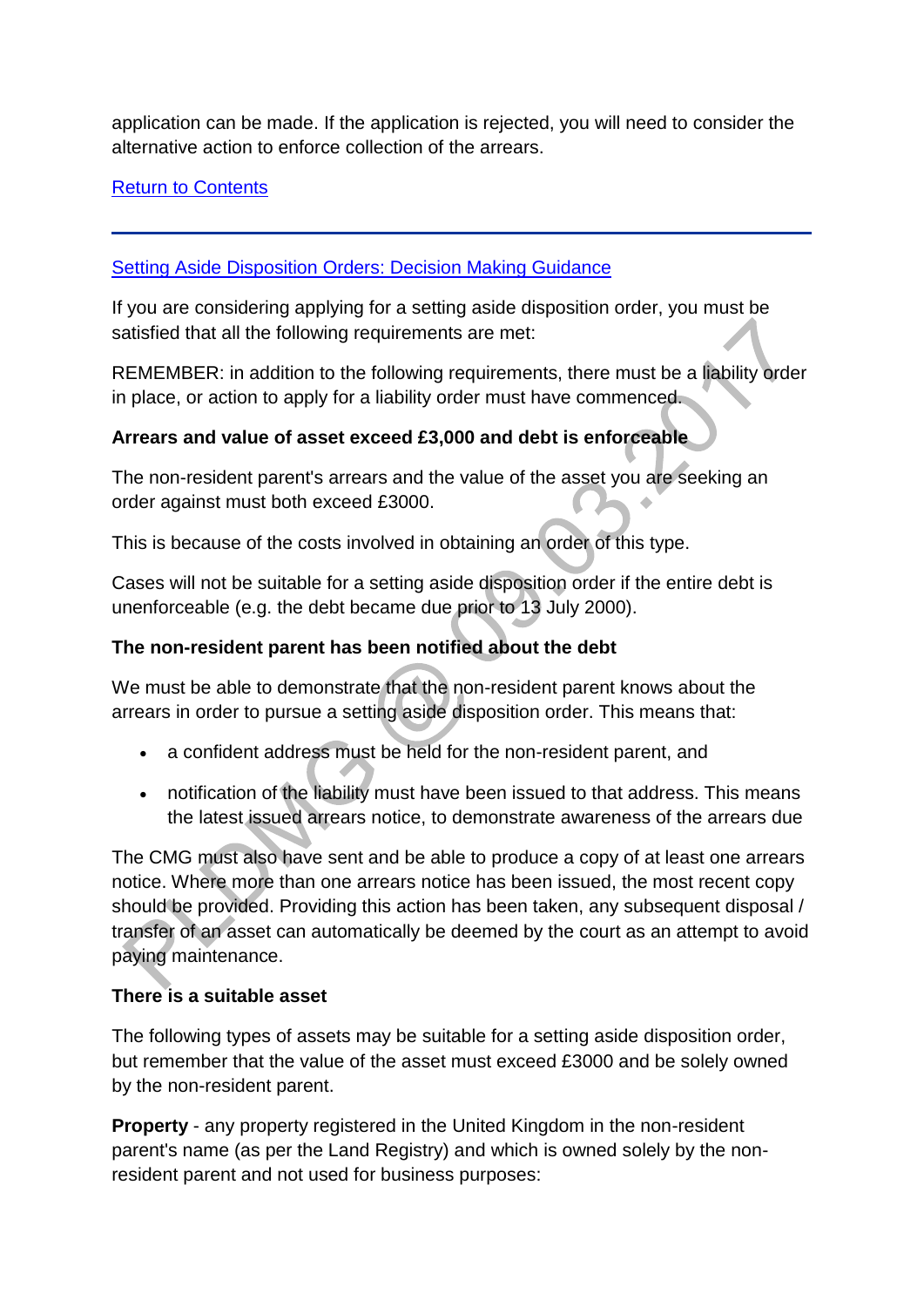application can be made. If the application is rejected, you will need to consider the alternative action to enforce collection of the arrears.

[Return to Contents]

---

## [Setting Aside Disposition Orders: Decision Making Guidance]

If you are considering applying for a setting aside disposition order, you must be satisfied that all the following requirements are met:

REMEMBER: in addition to the following requirements, there must be a liability order in place, or action to apply for a liability order must have commenced.

**Arrears and value of asset exceed £3,000 and debt is enforceable**

The non-resident parent's arrears and the value of the asset you are seeking an order against must both exceed £3000.

This is because of the costs involved in obtaining an order of this type.

Cases will not be suitable for a setting aside disposition order if the entire debt is unenforceable (e.g. the debt became due prior to 13 July 2000).

**The non-resident parent has been notified about the debt**

We must be able to demonstrate that the non-resident parent knows about the arrears in order to pursue a setting aside disposition order. This means that:

- a confident address must be held for the non-resident parent, and
- notification of the liability must have been issued to that address. This means the latest issued arrears notice, to demonstrate awareness of the arrears due

The CMG must also have sent and be able to produce a copy of at least one arrears notice. Where more than one arrears notice has been issued, the most recent copy should be provided. Providing this action has been taken, any subsequent disposal / transfer of an asset can automatically be deemed by the court as an attempt to avoid paying maintenance.

**There is a suitable asset**

The following types of assets may be suitable for a setting aside disposition order, but remember that the value of the asset must exceed £3000 and be solely owned by the non-resident parent.

**Property** - any property registered in the United Kingdom in the non-resident parent's name (as per the Land Registry) and which is owned solely by the non-resident parent and not used for business purposes: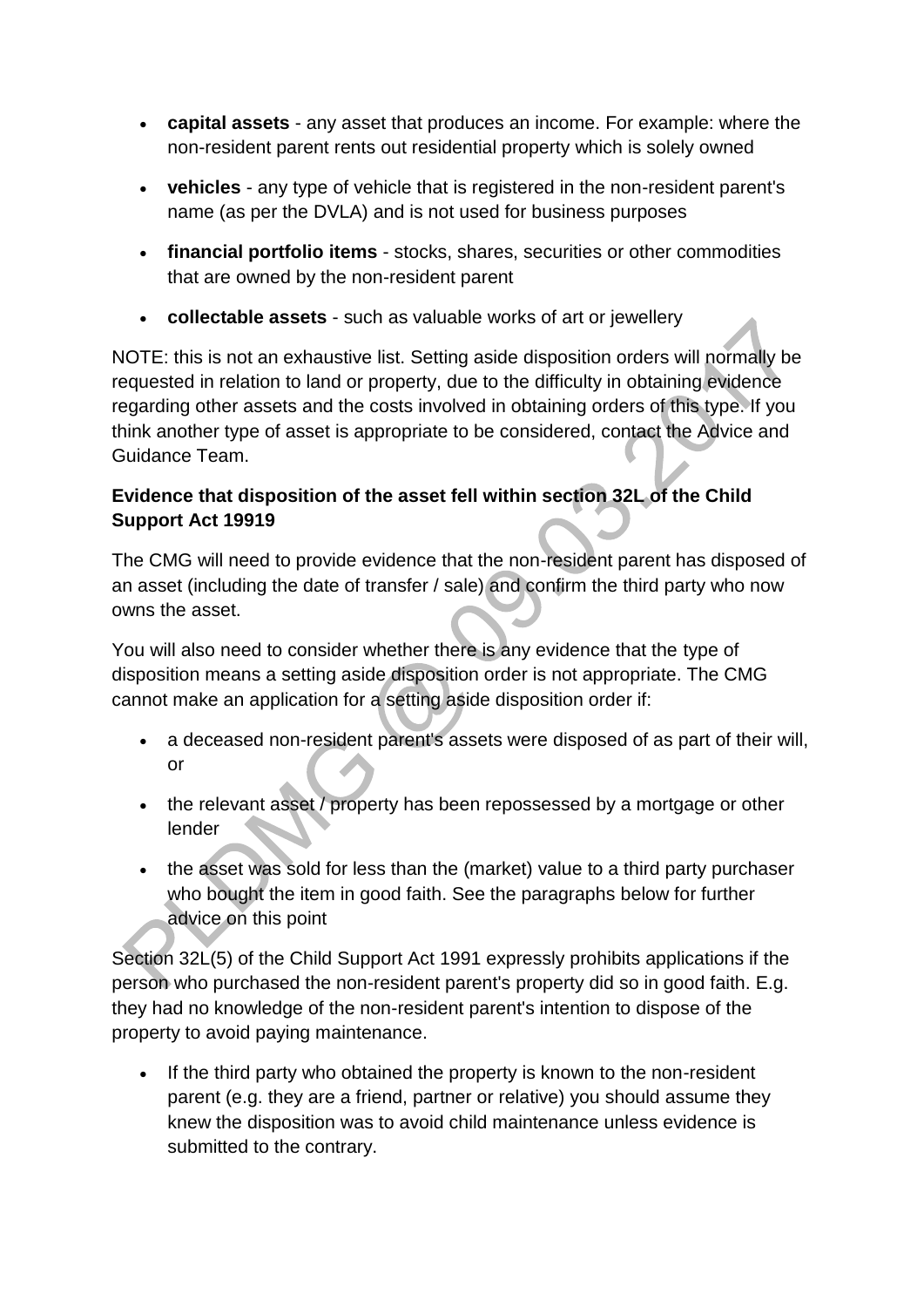- **capital assets** - any asset that produces an income. For example: where the non-resident parent rents out residential property which is solely owned
- **vehicles** - any type of vehicle that is registered in the non-resident parent's name (as per the DVLA) and is not used for business purposes
- **financial portfolio items** - stocks, shares, securities or other commodities that are owned by the non-resident parent
- **collectable assets** - such as valuable works of art or jewellery

NOTE: this is not an exhaustive list. Setting aside disposition orders will normally be requested in relation to land or property, due to the difficulty in obtaining evidence regarding other assets and the costs involved in obtaining orders of this type. If you think another type of asset is appropriate to be considered, contact the Advice and Guidance Team.

**Evidence that disposition of the asset fell within section 32L of the Child Support Act 19919**

The CMG will need to provide evidence that the non-resident parent has disposed of an asset (including the date of transfer / sale) and confirm the third party who now owns the asset.

You will also need to consider whether there is any evidence that the type of disposition means a setting aside disposition order is not appropriate. The CMG cannot make an application for a setting aside disposition order if:

- a deceased non-resident parent's assets were disposed of as part of their will, or
- the relevant asset / property has been repossessed by a mortgage or other lender
- the asset was sold for less than the (market) value to a third party purchaser who bought the item in good faith. See the paragraphs below for further advice on this point

Section 32L(5) of the Child Support Act 1991 expressly prohibits applications if the person who purchased the non-resident parent's property did so in good faith. E.g. they had no knowledge of the non-resident parent's intention to dispose of the property to avoid paying maintenance.

- If the third party who obtained the property is known to the non-resident parent (e.g. they are a friend, partner or relative) you should assume they knew the disposition was to avoid child maintenance unless evidence is submitted to the contrary.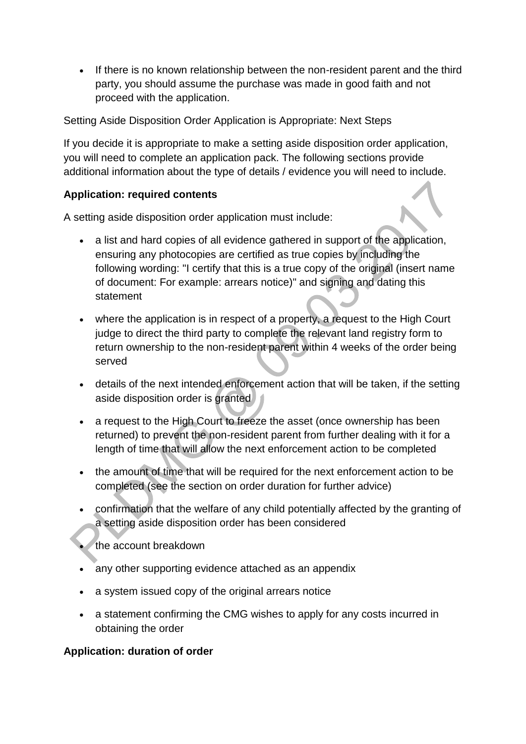- If there is no known relationship between the non-resident parent and the third party, you should assume the purchase was made in good faith and not proceed with the application.

Setting Aside Disposition Order Application is Appropriate: Next Steps

If you decide it is appropriate to make a setting aside disposition order application, you will need to complete an application pack. The following sections provide additional information about the type of details / evidence you will need to include.

**Application: required contents**

A setting aside disposition order application must include:

- a list and hard copies of all evidence gathered in support of the application, ensuring any photocopies are certified as true copies by including the following wording: "I certify that this is a true copy of the original (insert name of document: For example: arrears notice)" and signing and dating this statement
- where the application is in respect of a property, a request to the High Court judge to direct the third party to complete the relevant land registry form to return ownership to the non-resident parent within 4 weeks of the order being served
- details of the next intended enforcement action that will be taken, if the setting aside disposition order is granted
- a request to the High Court to freeze the asset (once ownership has been returned) to prevent the non-resident parent from further dealing with it for a length of time that will allow the next enforcement action to be completed
- the amount of time that will be required for the next enforcement action to be completed (see the section on order duration for further advice)
- confirmation that the welfare of any child potentially affected by the granting of a setting aside disposition order has been considered
- the account breakdown
- any other supporting evidence attached as an appendix
- a system issued copy of the original arrears notice
- a statement confirming the CMG wishes to apply for any costs incurred in obtaining the order

**Application: duration of order**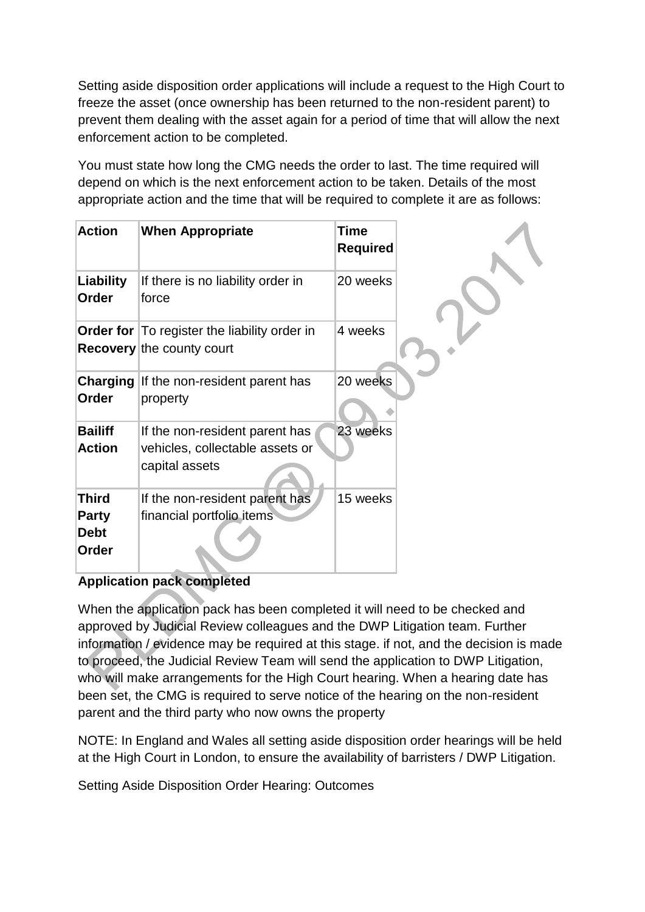Setting aside disposition order applications will include a request to the High Court to freeze the asset (once ownership has been returned to the non-resident parent) to prevent them dealing with the asset again for a period of time that will allow the next enforcement action to be completed.

You must state how long the CMG needs the order to last. The time required will depend on which is the next enforcement action to be taken. Details of the most appropriate action and the time that will be required to complete it are as follows:

| Action | When Appropriate | Time Required |
|---|---|---|
| **Liability Order** | If there is no liability order in force | 20 weeks |
| **Order for Recovery** | To register the liability order in the county court | 4 weeks |
| **Charging Order** | If the non-resident parent has property | 20 weeks |
| **Bailiff Action** | If the non-resident parent has vehicles, collectable assets or capital assets | 23 weeks |
| **Third Party Debt Order** | If the non-resident parent has financial portfolio items | 15 weeks |

**Application pack completed**

When the application pack has been completed it will need to be checked and approved by Judicial Review colleagues and the DWP Litigation team. Further information / evidence may be required at this stage. if not, and the decision is made to proceed, the Judicial Review Team will send the application to DWP Litigation, who will make arrangements for the High Court hearing. When a hearing date has been set, the CMG is required to serve notice of the hearing on the non-resident parent and the third party who now owns the property

NOTE: In England and Wales all setting aside disposition order hearings will be held at the High Court in London, to ensure the availability of barristers / DWP Litigation.

Setting Aside Disposition Order Hearing: Outcomes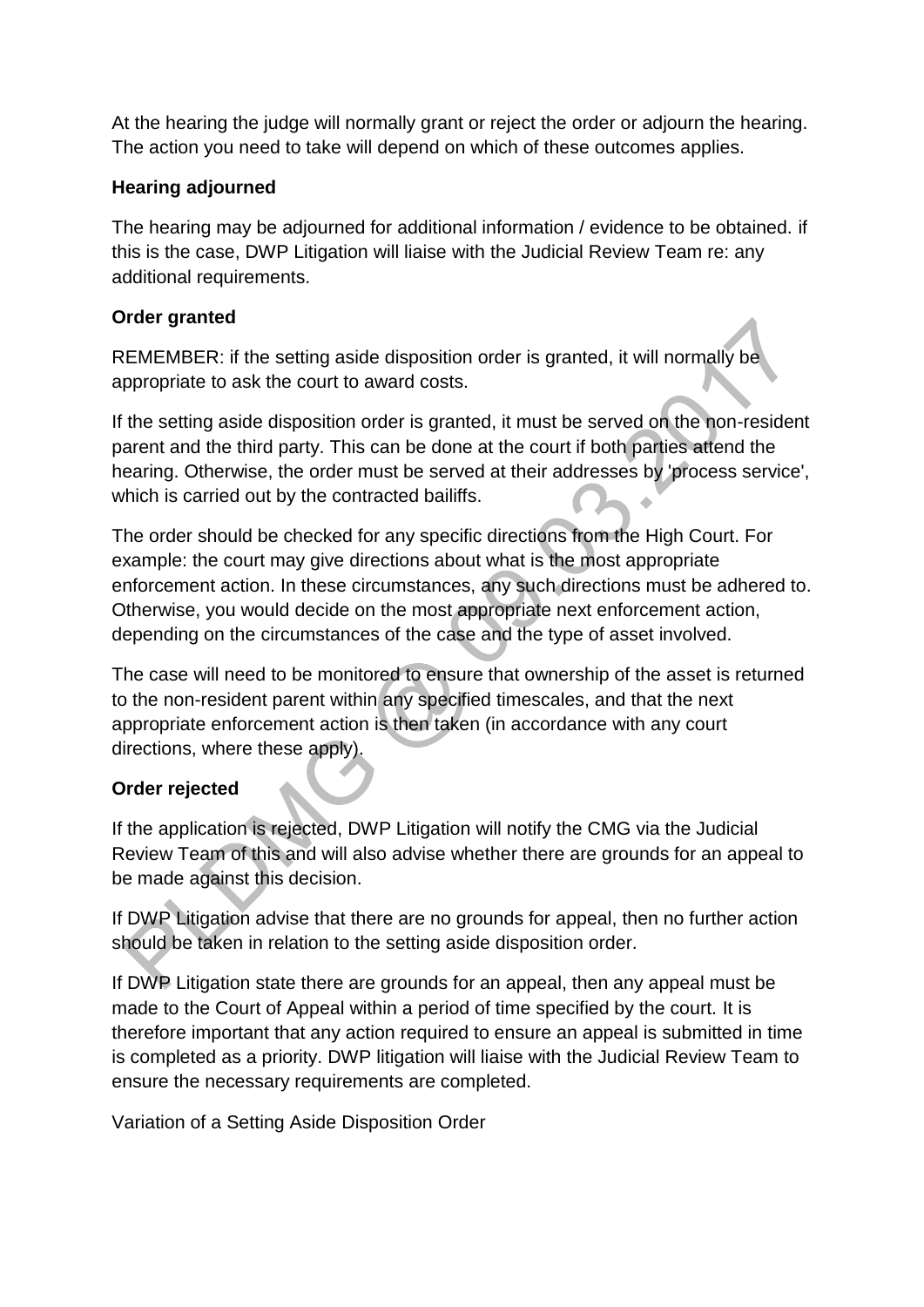At the hearing the judge will normally grant or reject the order or adjourn the hearing. The action you need to take will depend on which of these outcomes applies.

**Hearing adjourned**

The hearing may be adjourned for additional information / evidence to be obtained. if this is the case, DWP Litigation will liaise with the Judicial Review Team re: any additional requirements.

**Order granted**

REMEMBER: if the setting aside disposition order is granted, it will normally be appropriate to ask the court to award costs.

If the setting aside disposition order is granted, it must be served on the non-resident parent and the third party. This can be done at the court if both parties attend the hearing. Otherwise, the order must be served at their addresses by 'process service', which is carried out by the contracted bailiffs.

The order should be checked for any specific directions from the High Court. For example: the court may give directions about what is the most appropriate enforcement action. In these circumstances, any such directions must be adhered to. Otherwise, you would decide on the most appropriate next enforcement action, depending on the circumstances of the case and the type of asset involved.

The case will need to be monitored to ensure that ownership of the asset is returned to the non-resident parent within any specified timescales, and that the next appropriate enforcement action is then taken (in accordance with any court directions, where these apply).

**Order rejected**

If the application is rejected, DWP Litigation will notify the CMG via the Judicial Review Team of this and will also advise whether there are grounds for an appeal to be made against this decision.

If DWP Litigation advise that there are no grounds for appeal, then no further action should be taken in relation to the setting aside disposition order.

If DWP Litigation state there are grounds for an appeal, then any appeal must be made to the Court of Appeal within a period of time specified by the court. It is therefore important that any action required to ensure an appeal is submitted in time is completed as a priority. DWP litigation will liaise with the Judicial Review Team to ensure the necessary requirements are completed.

Variation of a Setting Aside Disposition Order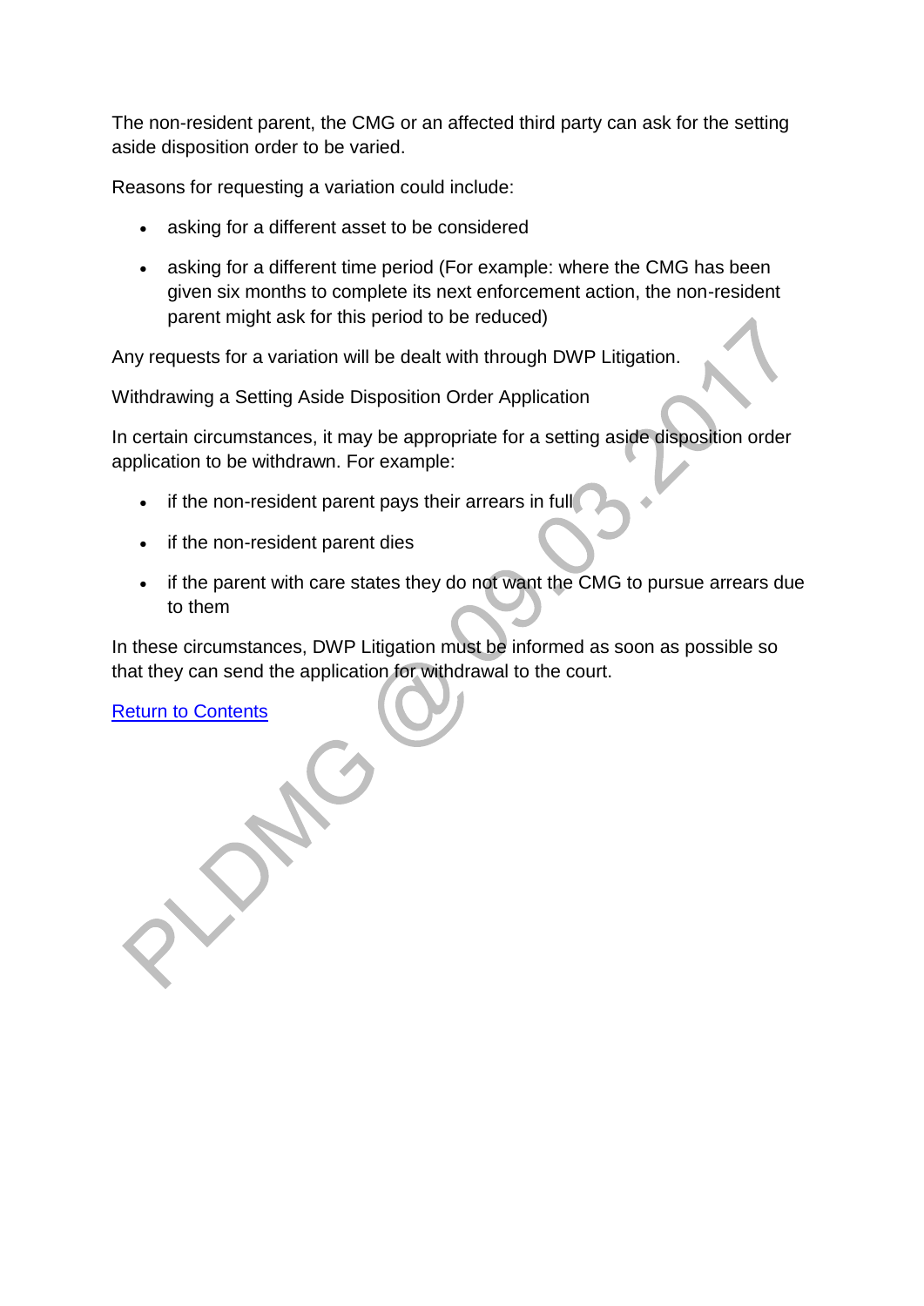The non-resident parent, the CMG or an affected third party can ask for the setting aside disposition order to be varied.

Reasons for requesting a variation could include:

- asking for a different asset to be considered
- asking for a different time period (For example: where the CMG has been given six months to complete its next enforcement action, the non-resident parent might ask for this period to be reduced)

Any requests for a variation will be dealt with through DWP Litigation.

## Withdrawing a Setting Aside Disposition Order Application

In certain circumstances, it may be appropriate for a setting aside disposition order application to be withdrawn. For example:

- if the non-resident parent pays their arrears in full
- if the non-resident parent dies
- if the parent with care states they do not want the CMG to pursue arrears due to them

In these circumstances, DWP Litigation must be informed as soon as possible so that they can send the application for withdrawal to the court.

Return to Contents